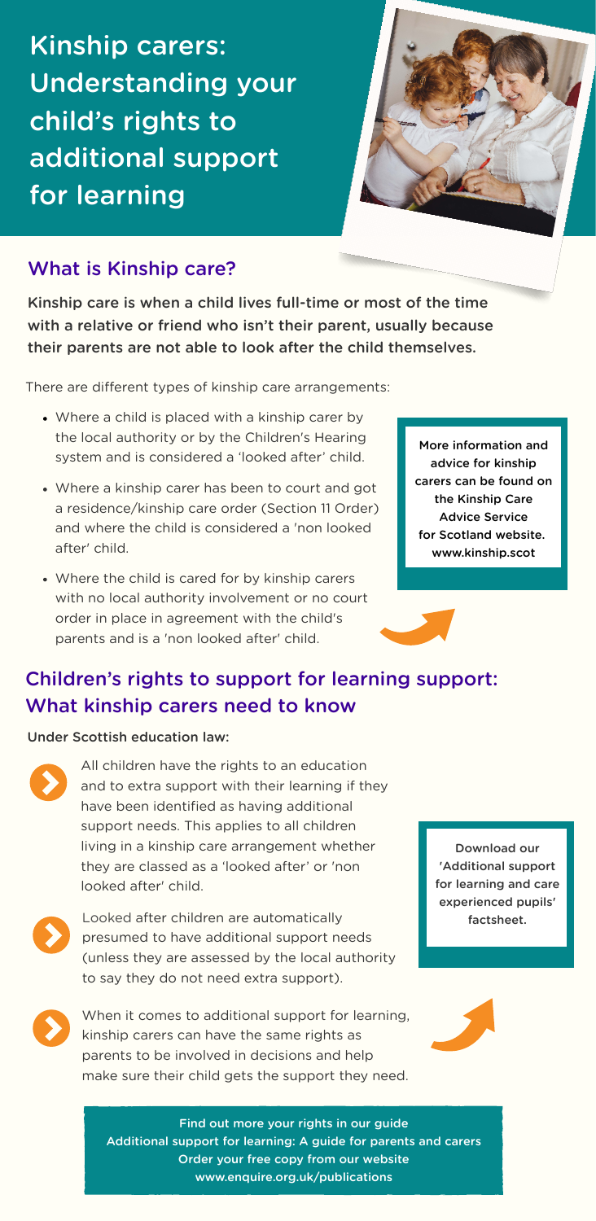# Kinship carers: Understanding your child's rights to additional support for learning

## What is Kinship care?

**Kinship care is when a child lives full-time or most of the time with a relative or friend who isn't their parent, usually because their parents are not able to look after the child themselves.**

There are different types of kinship care arrangements:

- Where a child is placed with a kinship carer by the local authority or by the Children's Hearing system and is considered a 'looked after' child.
- Where a kinship carer has been to court and got a residence/kinship care order (Section 11 Order) and where the child is considered a 'non looked after' child.
- Where the child is cared for by kinship carers with no local authority involvement or no court order in place in agreement with the child's parents and is a 'non looked after' child.

More information and advice for kinship carers can be found on the Kinship Care Advice Service for Scotland website. www.kinship.scot

## Children's rights to support for learning support: What kinship carers need to know

**Under Scottish education law:**

- All children have the rights to an education and to extra support with their learning if they have been identified as having additional support needs. This applies to all children living in a kinship care arrangement whether they are classed as a 'looked after' or 'non looked after' child.
- Looked after children are automatically presumed to have additional support needs (unless they are assessed by the local authority to say they do not need extra support).
- When it comes to additional support for learning, kinship carers can have the same rights as parents to be involved in decisions and help make sure their child gets the support they need.

Download our 'Additional support for learning and care experienced pupils' factsheet.

Find out more your rights in our guide
Additional support for learning: A guide for parents and carers
Order your free copy from our website
www.enquire.org.uk/publications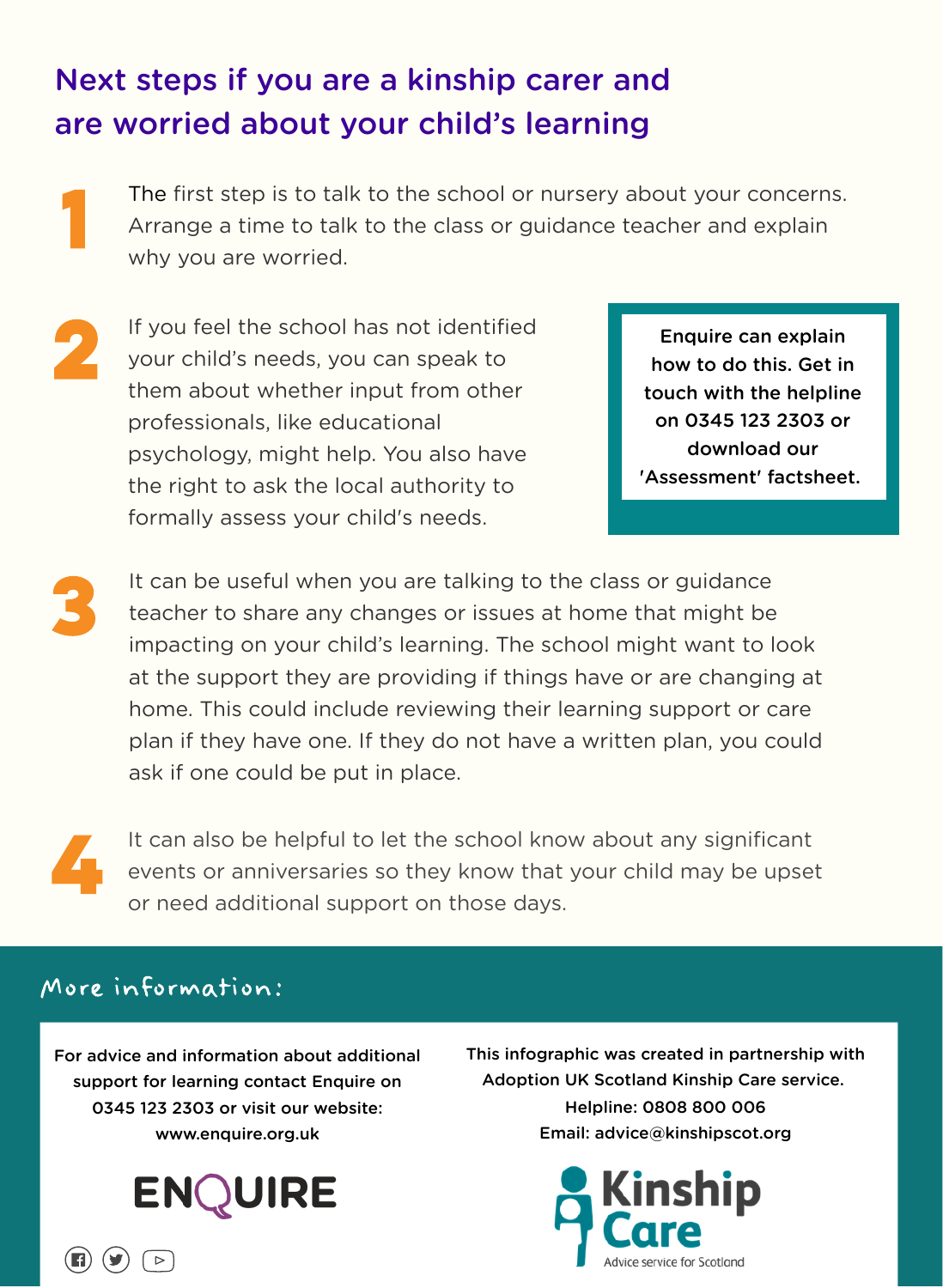# Next steps if you are a kinship carer and are worried about your child's learning

1. The first step is to talk to the school or nursery about your concerns. Arrange a time to talk to the class or guidance teacher and explain why you are worried.

2. If you feel the school has not identified your child's needs, you can speak to them about whether input from other professionals, like educational psychology, might help. You also have the right to ask the local authority to formally assess your child's needs.

**Enquire can explain how to do this. Get in touch with the helpline on 0345 123 2303 or download our 'Assessment' factsheet.**

3. It can be useful when you are talking to the class or guidance teacher to share any changes or issues at home that might be impacting on your child's learning. The school might want to look at the support they are providing if things have or are changing at home. This could include reviewing their learning support or care plan if they have one. If they do not have a written plan, you could ask if one could be put in place.

4. It can also be helpful to let the school know about any significant events or anniversaries so they know that your child may be upset or need additional support on those days.

## More information:

**For advice and information about additional support for learning contact Enquire on 0345 123 2303 or visit our website: www.enquire.org.uk**

ENQUIRE

**This infographic was created in partnership with Adoption UK Scotland Kinship Care service.**
**Helpline: 0808 800 006**
**Email: advice@kinshipscot.org**

Kinship Care
Advice service for Scotland